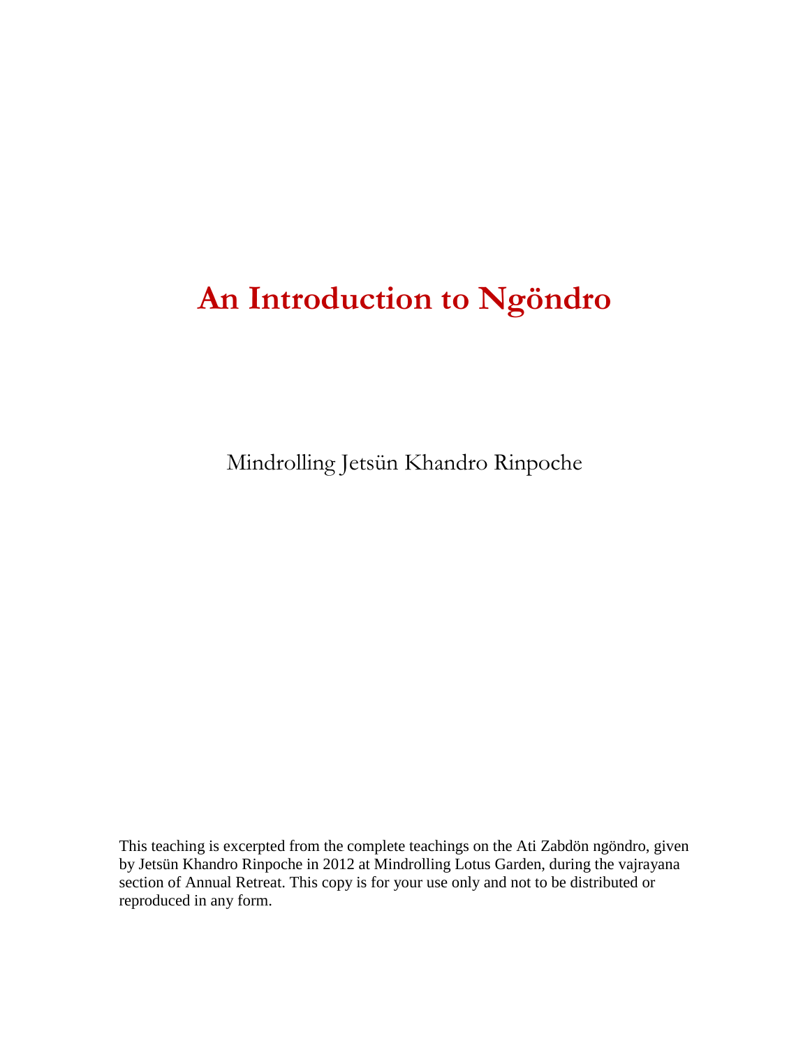# An Introduction to Ngöndro

Mindrolling Jetsün Khandro Rinpoche

This teaching is excerpted from the complete teachings on the Ati Zabdön ngöndro, given by Jetsün Khandro Rinpoche in 2012 at Mindrolling Lotus Garden, during the vajrayana section of Annual Retreat. This copy is for your use only and not to be distributed or reproduced in any form.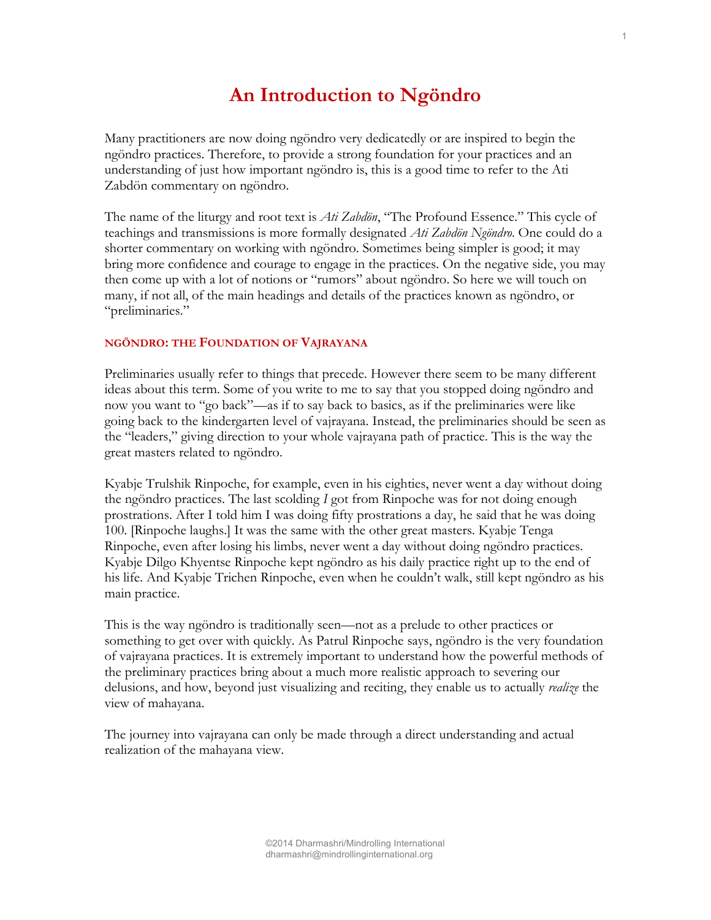# An Introduction to Ngöndro

Many practitioners are now doing ngöndro very dedicatedly or are inspired to begin the ngöndro practices. Therefore, to provide a strong foundation for your practices and an understanding of just how important ngöndro is, this is a good time to refer to the Ati Zabdön commentary on ngöndro.

The name of the liturgy and root text is *Ati Zabdön*, "The Profound Essence." This cycle of teachings and transmissions is more formally designated *Ati Zabdön Ngöndro*. One could do a shorter commentary on working with ngöndro. Sometimes being simpler is good; it may bring more confidence and courage to engage in the practices. On the negative side, you may then come up with a lot of notions or "rumors" about ngöndro. So here we will touch on many, if not all, of the main headings and details of the practices known as ngöndro, or "preliminaries."

## NGÖNDRO: THE FOUNDATION OF VAJRAYANA

Preliminaries usually refer to things that precede. However there seem to be many different ideas about this term. Some of you write to me to say that you stopped doing ngöndro and now you want to "go back"—as if to say back to basics, as if the preliminaries were like going back to the kindergarten level of vajrayana. Instead, the preliminaries should be seen as the "leaders," giving direction to your whole vajrayana path of practice. This is the way the great masters related to ngöndro.

Kyabje Trulshik Rinpoche, for example, even in his eighties, never went a day without doing the ngöndro practices. The last scolding *I* got from Rinpoche was for not doing enough prostrations. After I told him I was doing fifty prostrations a day, he said that he was doing 100. [Rinpoche laughs.] It was the same with the other great masters. Kyabje Tenga Rinpoche, even after losing his limbs, never went a day without doing ngöndro practices. Kyabje Dilgo Khyentse Rinpoche kept ngöndro as his daily practice right up to the end of his life. And Kyabje Trichen Rinpoche, even when he couldn't walk, still kept ngöndro as his main practice.

This is the way ngöndro is traditionally seen—not as a prelude to other practices or something to get over with quickly. As Patrul Rinpoche says, ngöndro is the very foundation of vajrayana practices. It is extremely important to understand how the powerful methods of the preliminary practices bring about a much more realistic approach to severing our delusions, and how, beyond just visualizing and reciting, they enable us to actually *realize* the view of mahayana.

The journey into vajrayana can only be made through a direct understanding and actual realization of the mahayana view.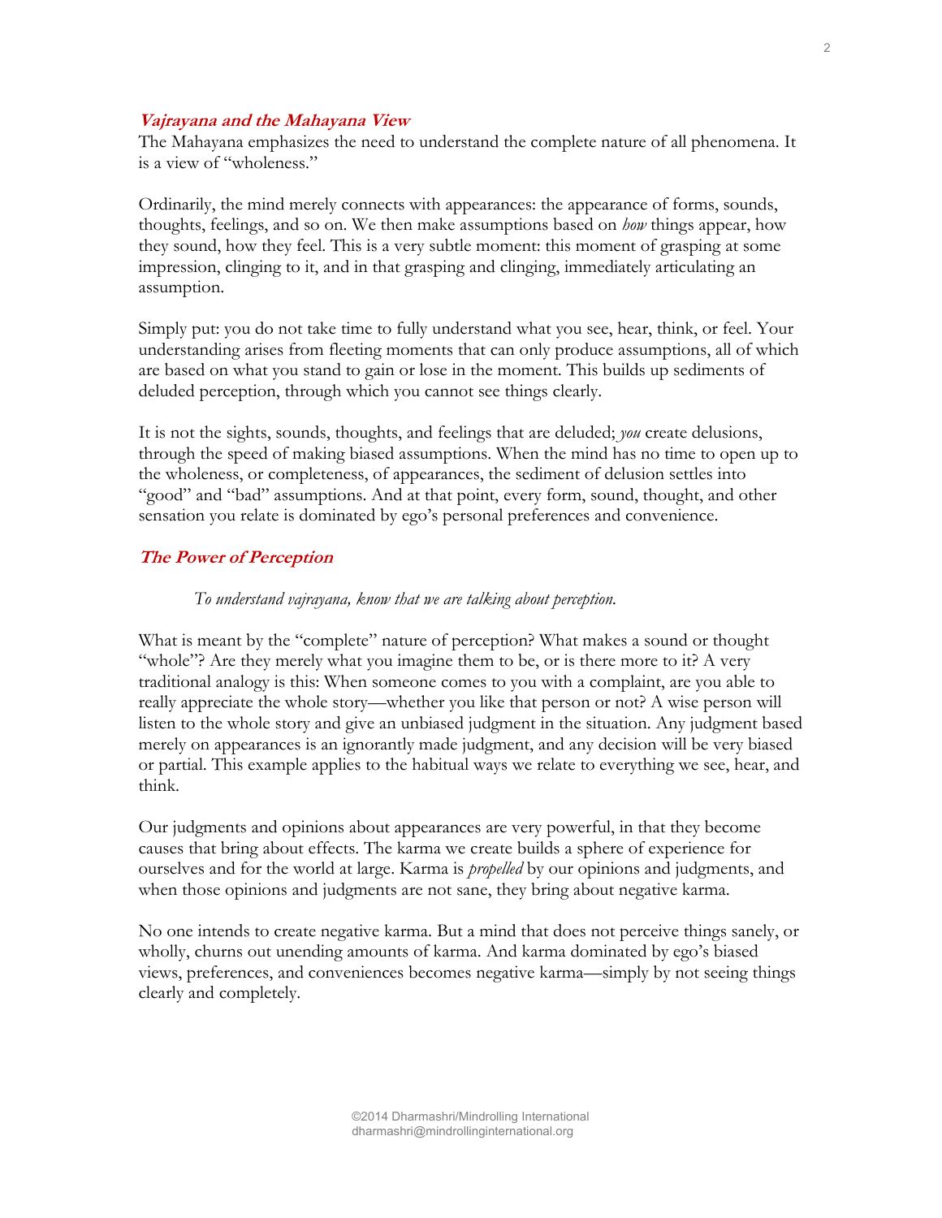## *Vajrayana and the Mahayana View*

The Mahayana emphasizes the need to understand the complete nature of all phenomena. It is a view of "wholeness."

Ordinarily, the mind merely connects with appearances: the appearance of forms, sounds, thoughts, feelings, and so on. We then make assumptions based on *how* things appear, how they sound, how they feel. This is a very subtle moment: this moment of grasping at some impression, clinging to it, and in that grasping and clinging, immediately articulating an assumption.

Simply put: you do not take time to fully understand what you see, hear, think, or feel. Your understanding arises from fleeting moments that can only produce assumptions, all of which are based on what you stand to gain or lose in the moment. This builds up sediments of deluded perception, through which you cannot see things clearly.

It is not the sights, sounds, thoughts, and feelings that are deluded; *you* create delusions, through the speed of making biased assumptions. When the mind has no time to open up to the wholeness, or completeness, of appearances, the sediment of delusion settles into "good" and "bad" assumptions. And at that point, every form, sound, thought, and other sensation you relate is dominated by ego's personal preferences and convenience.

## *The Power of Perception*

> *To understand vajrayana, know that we are talking about perception.*

What is meant by the "complete" nature of perception? What makes a sound or thought "whole"? Are they merely what you imagine them to be, or is there more to it? A very traditional analogy is this: When someone comes to you with a complaint, are you able to really appreciate the whole story—whether you like that person or not? A wise person will listen to the whole story and give an unbiased judgment in the situation. Any judgment based merely on appearances is an ignorantly made judgment, and any decision will be very biased or partial. This example applies to the habitual ways we relate to everything we see, hear, and think.

Our judgments and opinions about appearances are very powerful, in that they become causes that bring about effects. The karma we create builds a sphere of experience for ourselves and for the world at large. Karma is *propelled* by our opinions and judgments, and when those opinions and judgments are not sane, they bring about negative karma.

No one intends to create negative karma. But a mind that does not perceive things sanely, or wholly, churns out unending amounts of karma. And karma dominated by ego's biased views, preferences, and conveniences becomes negative karma—simply by not seeing things clearly and completely.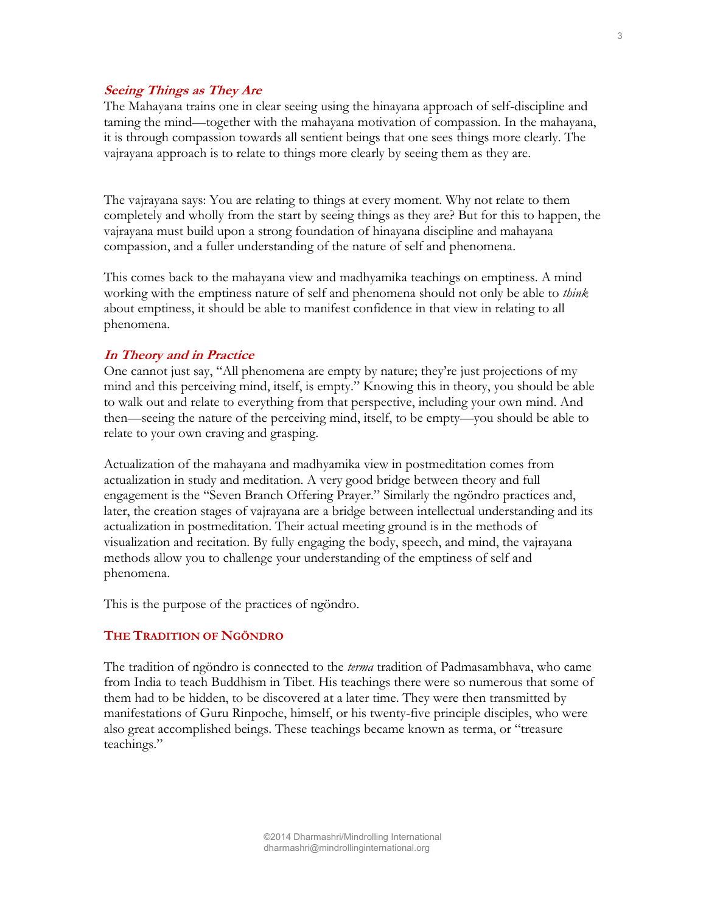### *Seeing Things as They Are*

The Mahayana trains one in clear seeing using the hinayana approach of self-discipline and taming the mind—together with the mahayana motivation of compassion. In the mahayana, it is through compassion towards all sentient beings that one sees things more clearly. The vajrayana approach is to relate to things more clearly by seeing them as they are.

The vajrayana says: You are relating to things at every moment. Why not relate to them completely and wholly from the start by seeing things as they are? But for this to happen, the vajrayana must build upon a strong foundation of hinayana discipline and mahayana compassion, and a fuller understanding of the nature of self and phenomena.

This comes back to the mahayana view and madhyamika teachings on emptiness. A mind working with the emptiness nature of self and phenomena should not only be able to *think* about emptiness, it should be able to manifest confidence in that view in relating to all phenomena.

### *In Theory and in Practice*

One cannot just say, "All phenomena are empty by nature; they're just projections of my mind and this perceiving mind, itself, is empty." Knowing this in theory, you should be able to walk out and relate to everything from that perspective, including your own mind. And then—seeing the nature of the perceiving mind, itself, to be empty—you should be able to relate to your own craving and grasping.

Actualization of the mahayana and madhyamika view in postmeditation comes from actualization in study and meditation. A very good bridge between theory and full engagement is the "Seven Branch Offering Prayer." Similarly the ngöndro practices and, later, the creation stages of vajrayana are a bridge between intellectual understanding and its actualization in postmeditation. Their actual meeting ground is in the methods of visualization and recitation. By fully engaging the body, speech, and mind, the vajrayana methods allow you to challenge your understanding of the emptiness of self and phenomena.

This is the purpose of the practices of ngöndro.

## The Tradition of Ngöndro

The tradition of ngöndro is connected to the *terma* tradition of Padmasambhava, who came from India to teach Buddhism in Tibet. His teachings there were so numerous that some of them had to be hidden, to be discovered at a later time. They were then transmitted by manifestations of Guru Rinpoche, himself, or his twenty-five principle disciples, who were also great accomplished beings. These teachings became known as terma, or "treasure teachings."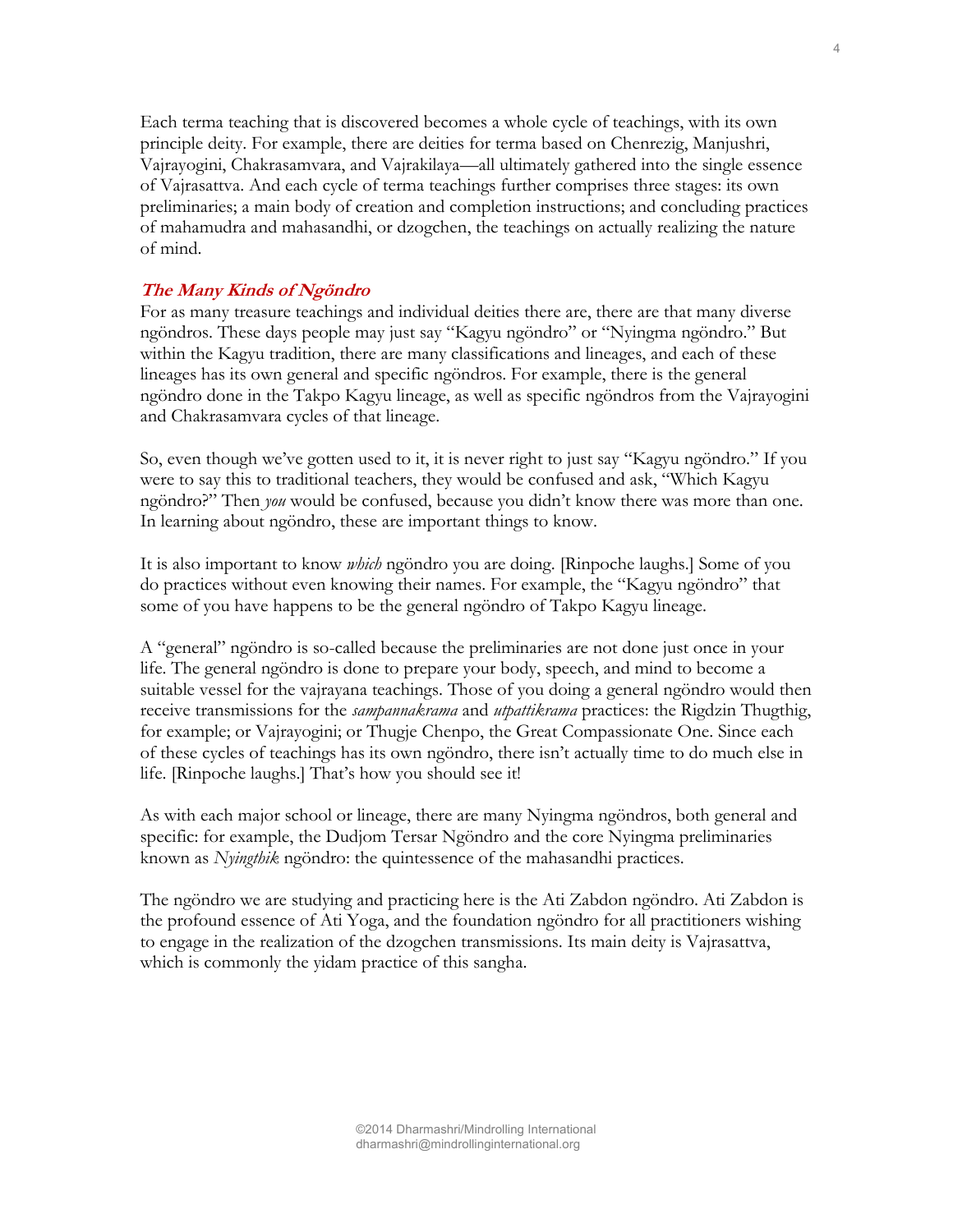Each terma teaching that is discovered becomes a whole cycle of teachings, with its own principle deity. For example, there are deities for terma based on Chenrezig, Manjushri, Vajrayogini, Chakrasamvara, and Vajrakilaya—all ultimately gathered into the single essence of Vajrasattva. And each cycle of terma teachings further comprises three stages: its own preliminaries; a main body of creation and completion instructions; and concluding practices of mahamudra and mahasandhi, or dzogchen, the teachings on actually realizing the nature of mind.

### *The Many Kinds of Ngöndro*

For as many treasure teachings and individual deities there are, there are that many diverse ngöndros. These days people may just say "Kagyu ngöndro" or "Nyingma ngöndro." But within the Kagyu tradition, there are many classifications and lineages, and each of these lineages has its own general and specific ngöndros. For example, there is the general ngöndro done in the Takpo Kagyu lineage, as well as specific ngöndros from the Vajrayogini and Chakrasamvara cycles of that lineage.

So, even though we've gotten used to it, it is never right to just say "Kagyu ngöndro." If you were to say this to traditional teachers, they would be confused and ask, "Which Kagyu ngöndro?" Then *you* would be confused, because you didn't know there was more than one. In learning about ngöndro, these are important things to know.

It is also important to know *which* ngöndro you are doing. [Rinpoche laughs.] Some of you do practices without even knowing their names. For example, the "Kagyu ngöndro" that some of you have happens to be the general ngöndro of Takpo Kagyu lineage.

A "general" ngöndro is so-called because the preliminaries are not done just once in your life. The general ngöndro is done to prepare your body, speech, and mind to become a suitable vessel for the vajrayana teachings. Those of you doing a general ngöndro would then receive transmissions for the *sampannakrama* and *utpattikrama* practices: the Rigdzin Thugthig, for example; or Vajrayogini; or Thugje Chenpo, the Great Compassionate One. Since each of these cycles of teachings has its own ngöndro, there isn't actually time to do much else in life. [Rinpoche laughs.] That's how you should see it!

As with each major school or lineage, there are many Nyingma ngöndros, both general and specific: for example, the Dudjom Tersar Ngöndro and the core Nyingma preliminaries known as *Nyingthik* ngöndro: the quintessence of the mahasandhi practices.

The ngöndro we are studying and practicing here is the Ati Zabdon ngöndro. Ati Zabdon is the profound essence of Ati Yoga, and the foundation ngöndro for all practitioners wishing to engage in the realization of the dzogchen transmissions. Its main deity is Vajrasattva, which is commonly the yidam practice of this sangha.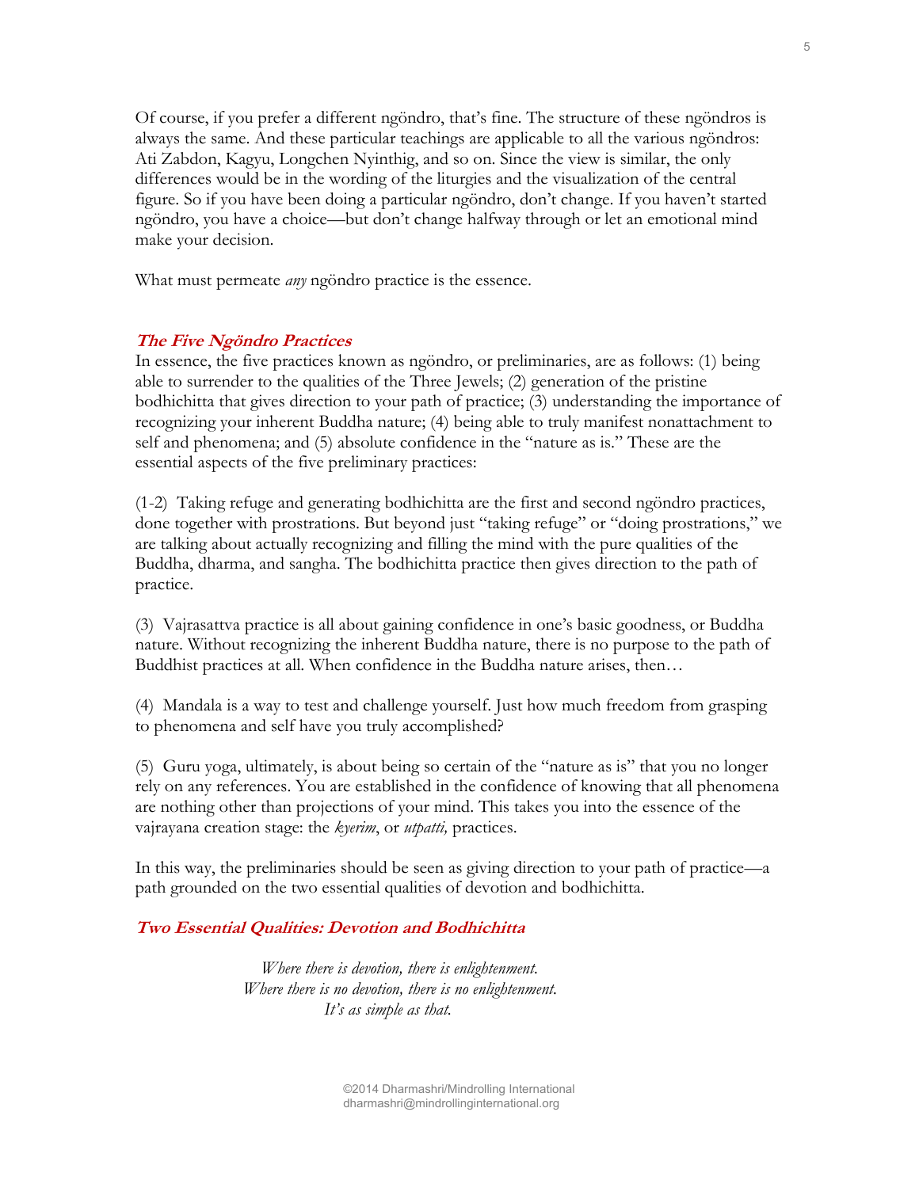Of course, if you prefer a different ngöndro, that's fine. The structure of these ngöndros is always the same. And these particular teachings are applicable to all the various ngöndros: Ati Zabdon, Kagyu, Longchen Nyinthig, and so on. Since the view is similar, the only differences would be in the wording of the liturgies and the visualization of the central figure. So if you have been doing a particular ngöndro, don't change. If you haven't started ngöndro, you have a choice—but don't change halfway through or let an emotional mind make your decision.

What must permeate *any* ngöndro practice is the essence.

### *The Five Ngöndro Practices*

In essence, the five practices known as ngöndro, or preliminaries, are as follows: (1) being able to surrender to the qualities of the Three Jewels; (2) generation of the pristine bodhichitta that gives direction to your path of practice; (3) understanding the importance of recognizing your inherent Buddha nature; (4) being able to truly manifest nonattachment to self and phenomena; and (5) absolute confidence in the "nature as is." These are the essential aspects of the five preliminary practices:

(1-2) Taking refuge and generating bodhichitta are the first and second ngöndro practices, done together with prostrations. But beyond just "taking refuge" or "doing prostrations," we are talking about actually recognizing and filling the mind with the pure qualities of the Buddha, dharma, and sangha. The bodhichitta practice then gives direction to the path of practice.

(3) Vajrasattva practice is all about gaining confidence in one's basic goodness, or Buddha nature. Without recognizing the inherent Buddha nature, there is no purpose to the path of Buddhist practices at all. When confidence in the Buddha nature arises, then…

(4) Mandala is a way to test and challenge yourself. Just how much freedom from grasping to phenomena and self have you truly accomplished?

(5) Guru yoga, ultimately, is about being so certain of the "nature as is" that you no longer rely on any references. You are established in the confidence of knowing that all phenomena are nothing other than projections of your mind. This takes you into the essence of the vajrayana creation stage: the *kyerim*, or *utpatti,* practices.

In this way, the preliminaries should be seen as giving direction to your path of practice—a path grounded on the two essential qualities of devotion and bodhichitta.

### *Two Essential Qualities: Devotion and Bodhichitta*

> *Where there is devotion, there is enlightenment.*
> *Where there is no devotion, there is no enlightenment.*
> *It's as simple as that.*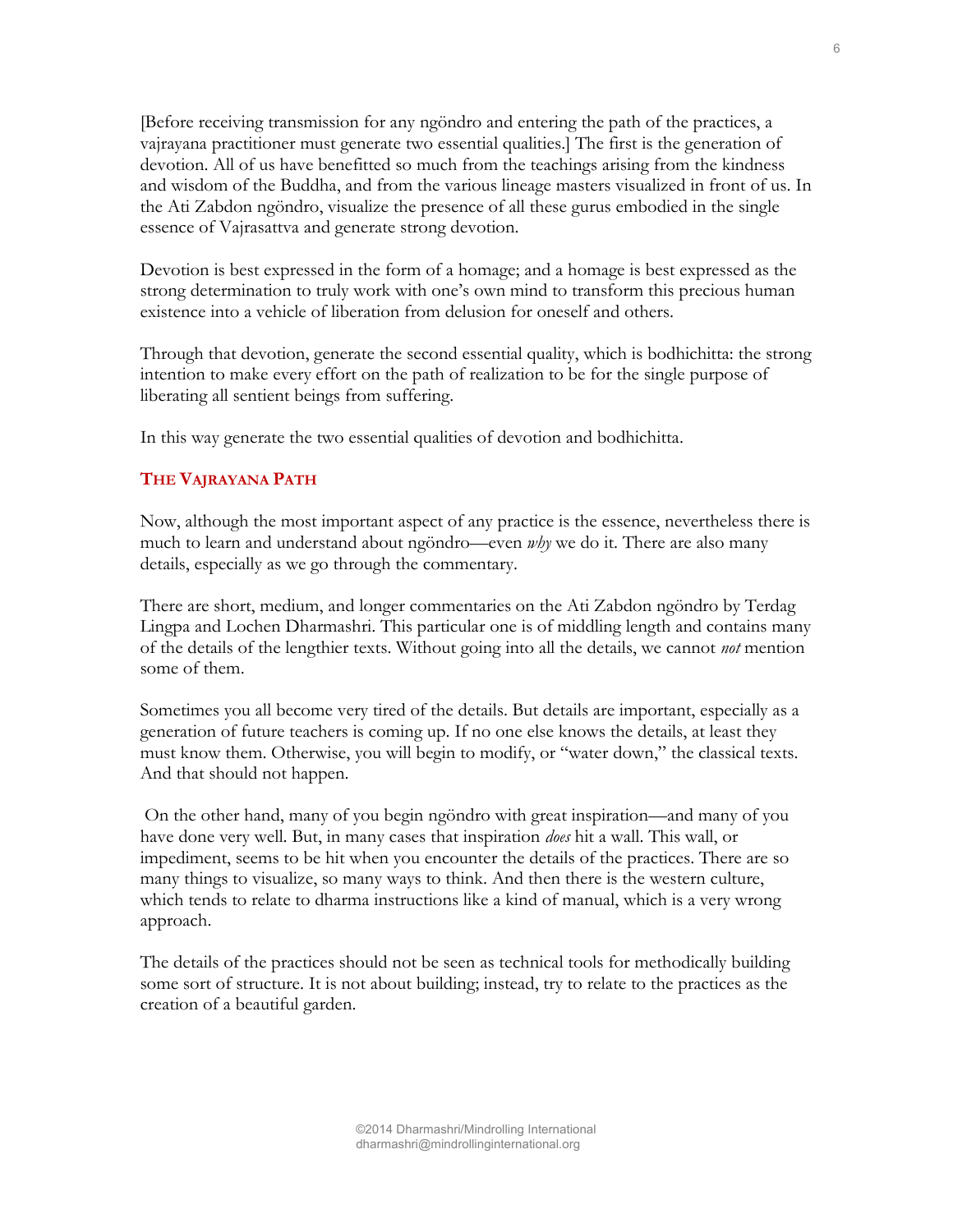[Before receiving transmission for any ngöndro and entering the path of the practices, a vajrayana practitioner must generate two essential qualities.] The first is the generation of devotion. All of us have benefitted so much from the teachings arising from the kindness and wisdom of the Buddha, and from the various lineage masters visualized in front of us. In the Ati Zabdon ngöndro, visualize the presence of all these gurus embodied in the single essence of Vajrasattva and generate strong devotion.

Devotion is best expressed in the form of a homage; and a homage is best expressed as the strong determination to truly work with one's own mind to transform this precious human existence into a vehicle of liberation from delusion for oneself and others.

Through that devotion, generate the second essential quality, which is bodhichitta: the strong intention to make every effort on the path of realization to be for the single purpose of liberating all sentient beings from suffering.

In this way generate the two essential qualities of devotion and bodhichitta.

## THE VAJRAYANA PATH

Now, although the most important aspect of any practice is the essence, nevertheless there is much to learn and understand about ngöndro—even *why* we do it. There are also many details, especially as we go through the commentary.

There are short, medium, and longer commentaries on the Ati Zabdon ngöndro by Terdag Lingpa and Lochen Dharmashri. This particular one is of middling length and contains many of the details of the lengthier texts. Without going into all the details, we cannot *not* mention some of them.

Sometimes you all become very tired of the details. But details are important, especially as a generation of future teachers is coming up. If no one else knows the details, at least they must know them. Otherwise, you will begin to modify, or "water down," the classical texts. And that should not happen.

On the other hand, many of you begin ngöndro with great inspiration—and many of you have done very well. But, in many cases that inspiration *does* hit a wall. This wall, or impediment, seems to be hit when you encounter the details of the practices. There are so many things to visualize, so many ways to think. And then there is the western culture, which tends to relate to dharma instructions like a kind of manual, which is a very wrong approach.

The details of the practices should not be seen as technical tools for methodically building some sort of structure. It is not about building; instead, try to relate to the practices as the creation of a beautiful garden.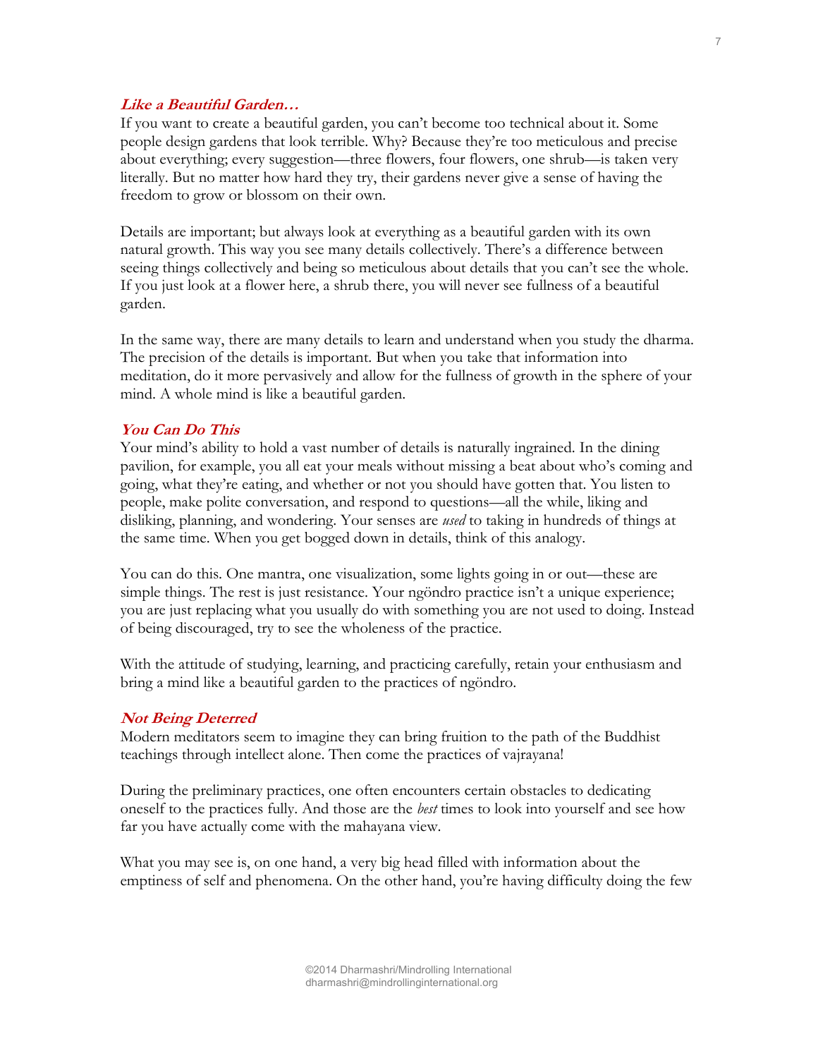### *Like a Beautiful Garden…*

If you want to create a beautiful garden, you can't become too technical about it. Some people design gardens that look terrible. Why? Because they're too meticulous and precise about everything; every suggestion—three flowers, four flowers, one shrub—is taken very literally. But no matter how hard they try, their gardens never give a sense of having the freedom to grow or blossom on their own.

Details are important; but always look at everything as a beautiful garden with its own natural growth. This way you see many details collectively. There's a difference between seeing things collectively and being so meticulous about details that you can't see the whole. If you just look at a flower here, a shrub there, you will never see fullness of a beautiful garden.

In the same way, there are many details to learn and understand when you study the dharma. The precision of the details is important. But when you take that information into meditation, do it more pervasively and allow for the fullness of growth in the sphere of your mind. A whole mind is like a beautiful garden.

### *You Can Do This*

Your mind's ability to hold a vast number of details is naturally ingrained. In the dining pavilion, for example, you all eat your meals without missing a beat about who's coming and going, what they're eating, and whether or not you should have gotten that. You listen to people, make polite conversation, and respond to questions—all the while, liking and disliking, planning, and wondering. Your senses are *used* to taking in hundreds of things at the same time. When you get bogged down in details, think of this analogy.

You can do this. One mantra, one visualization, some lights going in or out—these are simple things. The rest is just resistance. Your ngöndro practice isn't a unique experience; you are just replacing what you usually do with something you are not used to doing. Instead of being discouraged, try to see the wholeness of the practice.

With the attitude of studying, learning, and practicing carefully, retain your enthusiasm and bring a mind like a beautiful garden to the practices of ngöndro.

### *Not Being Deterred*

Modern meditators seem to imagine they can bring fruition to the path of the Buddhist teachings through intellect alone. Then come the practices of vajrayana!

During the preliminary practices, one often encounters certain obstacles to dedicating oneself to the practices fully. And those are the *best* times to look into yourself and see how far you have actually come with the mahayana view.

What you may see is, on one hand, a very big head filled with information about the emptiness of self and phenomena. On the other hand, you're having difficulty doing the few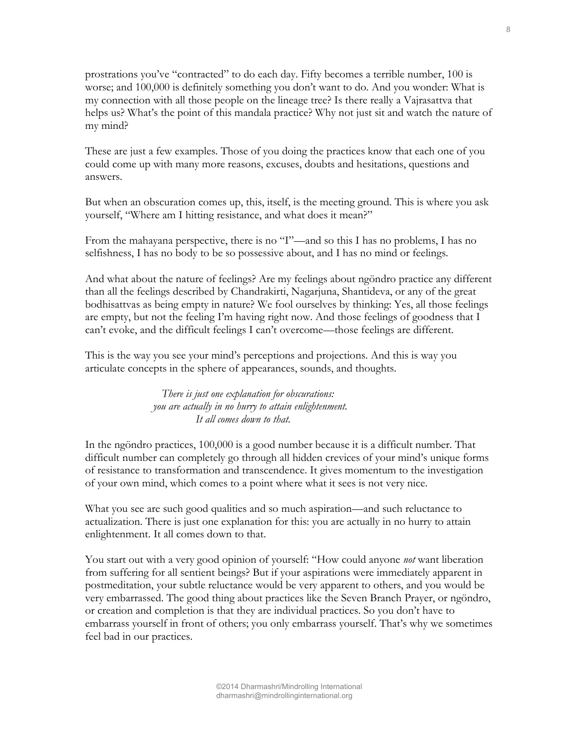prostrations you've "contracted" to do each day. Fifty becomes a terrible number, 100 is worse; and 100,000 is definitely something you don't want to do. And you wonder: What is my connection with all those people on the lineage tree? Is there really a Vajrasattva that helps us? What's the point of this mandala practice? Why not just sit and watch the nature of my mind?

These are just a few examples. Those of you doing the practices know that each one of you could come up with many more reasons, excuses, doubts and hesitations, questions and answers.

But when an obscuration comes up, this, itself, is the meeting ground. This is where you ask yourself, "Where am I hitting resistance, and what does it mean?"

From the mahayana perspective, there is no "I"—and so this I has no problems, I has no selfishness, I has no body to be so possessive about, and I has no mind or feelings.

And what about the nature of feelings? Are my feelings about ngöndro practice any different than all the feelings described by Chandrakirti, Nagarjuna, Shantideva, or any of the great bodhisattvas as being empty in nature? We fool ourselves by thinking: Yes, all those feelings are empty, but not the feeling I'm having right now. And those feelings of goodness that I can't evoke, and the difficult feelings I can't overcome—those feelings are different.

This is the way you see your mind's perceptions and projections. And this is way you articulate concepts in the sphere of appearances, sounds, and thoughts.

> *There is just one explanation for obscurations:*
> *you are actually in no hurry to attain enlightenment.*
> *It all comes down to that.*

In the ngöndro practices, 100,000 is a good number because it is a difficult number. That difficult number can completely go through all hidden crevices of your mind's unique forms of resistance to transformation and transcendence. It gives momentum to the investigation of your own mind, which comes to a point where what it sees is not very nice.

What you see are such good qualities and so much aspiration—and such reluctance to actualization. There is just one explanation for this: you are actually in no hurry to attain enlightenment. It all comes down to that.

You start out with a very good opinion of yourself: "How could anyone *not* want liberation from suffering for all sentient beings? But if your aspirations were immediately apparent in postmeditation, your subtle reluctance would be very apparent to others, and you would be very embarrassed. The good thing about practices like the Seven Branch Prayer, or ngöndro, or creation and completion is that they are individual practices. So you don't have to embarrass yourself in front of others; you only embarrass yourself. That's why we sometimes feel bad in our practices.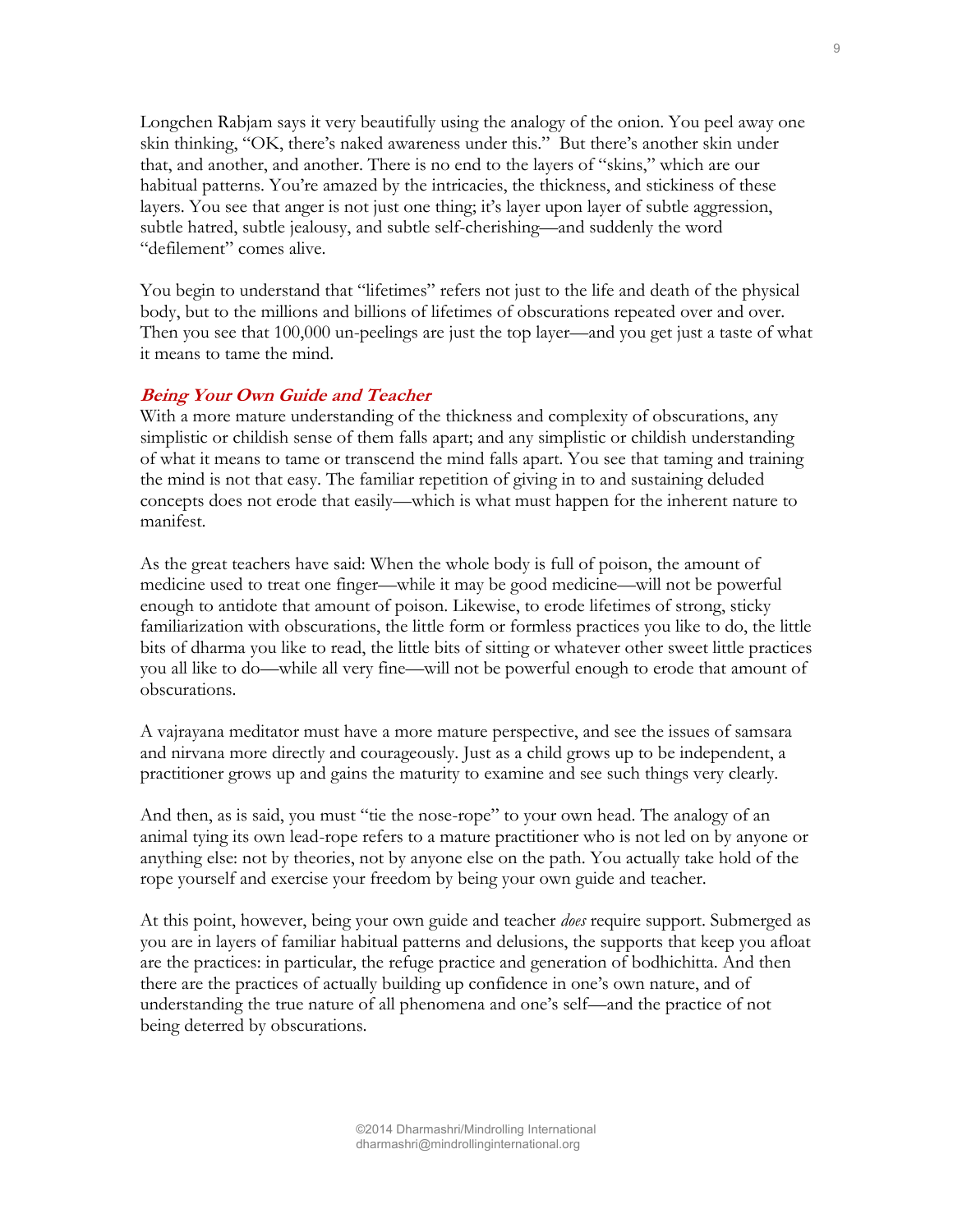Longchen Rabjam says it very beautifully using the analogy of the onion. You peel away one skin thinking, "OK, there's naked awareness under this." But there's another skin under that, and another, and another. There is no end to the layers of "skins," which are our habitual patterns. You're amazed by the intricacies, the thickness, and stickiness of these layers. You see that anger is not just one thing; it's layer upon layer of subtle aggression, subtle hatred, subtle jealousy, and subtle self-cherishing—and suddenly the word "defilement" comes alive.

You begin to understand that "lifetimes" refers not just to the life and death of the physical body, but to the millions and billions of lifetimes of obscurations repeated over and over. Then you see that 100,000 un-peelings are just the top layer—and you get just a taste of what it means to tame the mind.

### *Being Your Own Guide and Teacher*

With a more mature understanding of the thickness and complexity of obscurations, any simplistic or childish sense of them falls apart; and any simplistic or childish understanding of what it means to tame or transcend the mind falls apart. You see that taming and training the mind is not that easy. The familiar repetition of giving in to and sustaining deluded concepts does not erode that easily—which is what must happen for the inherent nature to manifest.

As the great teachers have said: When the whole body is full of poison, the amount of medicine used to treat one finger—while it may be good medicine—will not be powerful enough to antidote that amount of poison. Likewise, to erode lifetimes of strong, sticky familiarization with obscurations, the little form or formless practices you like to do, the little bits of dharma you like to read, the little bits of sitting or whatever other sweet little practices you all like to do—while all very fine—will not be powerful enough to erode that amount of obscurations.

A vajrayana meditator must have a more mature perspective, and see the issues of samsara and nirvana more directly and courageously. Just as a child grows up to be independent, a practitioner grows up and gains the maturity to examine and see such things very clearly.

And then, as is said, you must "tie the nose-rope" to your own head. The analogy of an animal tying its own lead-rope refers to a mature practitioner who is not led on by anyone or anything else: not by theories, not by anyone else on the path. You actually take hold of the rope yourself and exercise your freedom by being your own guide and teacher.

At this point, however, being your own guide and teacher *does* require support. Submerged as you are in layers of familiar habitual patterns and delusions, the supports that keep you afloat are the practices: in particular, the refuge practice and generation of bodhichitta. And then there are the practices of actually building up confidence in one's own nature, and of understanding the true nature of all phenomena and one's self—and the practice of not being deterred by obscurations.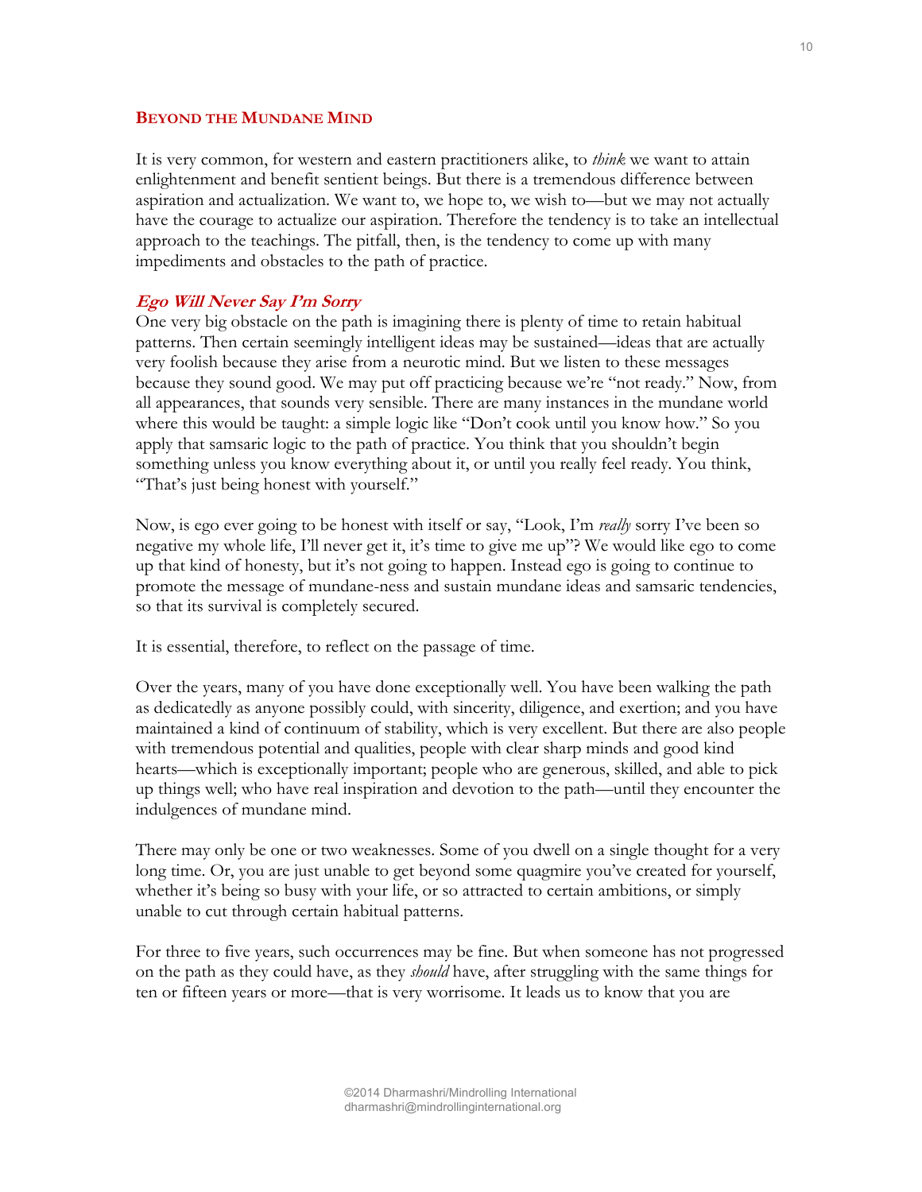## BEYOND THE MUNDANE MIND

It is very common, for western and eastern practitioners alike, to *think* we want to attain enlightenment and benefit sentient beings. But there is a tremendous difference between aspiration and actualization. We want to, we hope to, we wish to—but we may not actually have the courage to actualize our aspiration. Therefore the tendency is to take an intellectual approach to the teachings. The pitfall, then, is the tendency to come up with many impediments and obstacles to the path of practice.

### *Ego Will Never Say I'm Sorry*

One very big obstacle on the path is imagining there is plenty of time to retain habitual patterns. Then certain seemingly intelligent ideas may be sustained—ideas that are actually very foolish because they arise from a neurotic mind. But we listen to these messages because they sound good. We may put off practicing because we're "not ready." Now, from all appearances, that sounds very sensible. There are many instances in the mundane world where this would be taught: a simple logic like "Don't cook until you know how." So you apply that samsaric logic to the path of practice. You think that you shouldn't begin something unless you know everything about it, or until you really feel ready. You think, "That's just being honest with yourself."

Now, is ego ever going to be honest with itself or say, "Look, I'm *really* sorry I've been so negative my whole life, I'll never get it, it's time to give me up"? We would like ego to come up that kind of honesty, but it's not going to happen. Instead ego is going to continue to promote the message of mundane-ness and sustain mundane ideas and samsaric tendencies, so that its survival is completely secured.

It is essential, therefore, to reflect on the passage of time.

Over the years, many of you have done exceptionally well. You have been walking the path as dedicatedly as anyone possibly could, with sincerity, diligence, and exertion; and you have maintained a kind of continuum of stability, which is very excellent. But there are also people with tremendous potential and qualities, people with clear sharp minds and good kind hearts—which is exceptionally important; people who are generous, skilled, and able to pick up things well; who have real inspiration and devotion to the path—until they encounter the indulgences of mundane mind.

There may only be one or two weaknesses. Some of you dwell on a single thought for a very long time. Or, you are just unable to get beyond some quagmire you've created for yourself, whether it's being so busy with your life, or so attracted to certain ambitions, or simply unable to cut through certain habitual patterns.

For three to five years, such occurrences may be fine. But when someone has not progressed on the path as they could have, as they *should* have, after struggling with the same things for ten or fifteen years or more—that is very worrisome. It leads us to know that you are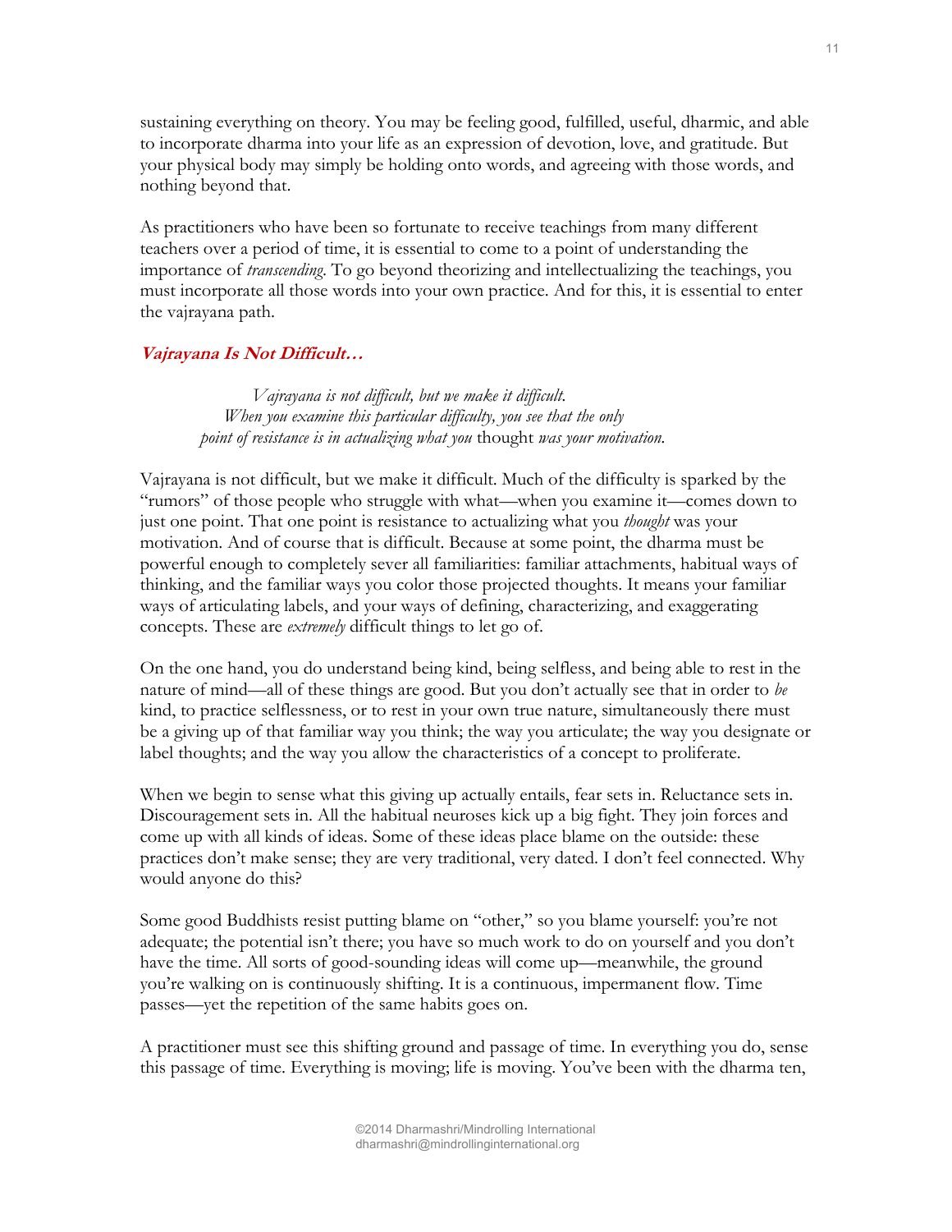sustaining everything on theory. You may be feeling good, fulfilled, useful, dharmic, and able to incorporate dharma into your life as an expression of devotion, love, and gratitude. But your physical body may simply be holding onto words, and agreeing with those words, and nothing beyond that.

As practitioners who have been so fortunate to receive teachings from many different teachers over a period of time, it is essential to come to a point of understanding the importance of *transcending*. To go beyond theorizing and intellectualizing the teachings, you must incorporate all those words into your own practice. And for this, it is essential to enter the vajrayana path.

### *Vajrayana Is Not Difficult…*

> *Vajrayana is not difficult, but we make it difficult.*
> *When you examine this particular difficulty, you see that the only*
> *point of resistance is in actualizing what you* thought *was your motivation.*

Vajrayana is not difficult, but we make it difficult. Much of the difficulty is sparked by the "rumors" of those people who struggle with what—when you examine it—comes down to just one point. That one point is resistance to actualizing what you *thought* was your motivation. And of course that is difficult. Because at some point, the dharma must be powerful enough to completely sever all familiarities: familiar attachments, habitual ways of thinking, and the familiar ways you color those projected thoughts. It means your familiar ways of articulating labels, and your ways of defining, characterizing, and exaggerating concepts. These are *extremely* difficult things to let go of.

On the one hand, you do understand being kind, being selfless, and being able to rest in the nature of mind—all of these things are good. But you don't actually see that in order to *be* kind, to practice selflessness, or to rest in your own true nature, simultaneously there must be a giving up of that familiar way you think; the way you articulate; the way you designate or label thoughts; and the way you allow the characteristics of a concept to proliferate.

When we begin to sense what this giving up actually entails, fear sets in. Reluctance sets in. Discouragement sets in. All the habitual neuroses kick up a big fight. They join forces and come up with all kinds of ideas. Some of these ideas place blame on the outside: these practices don't make sense; they are very traditional, very dated. I don't feel connected. Why would anyone do this?

Some good Buddhists resist putting blame on "other," so you blame yourself: you're not adequate; the potential isn't there; you have so much work to do on yourself and you don't have the time. All sorts of good-sounding ideas will come up—meanwhile, the ground you're walking on is continuously shifting. It is a continuous, impermanent flow. Time passes—yet the repetition of the same habits goes on.

A practitioner must see this shifting ground and passage of time. In everything you do, sense this passage of time. Everything is moving; life is moving. You've been with the dharma ten,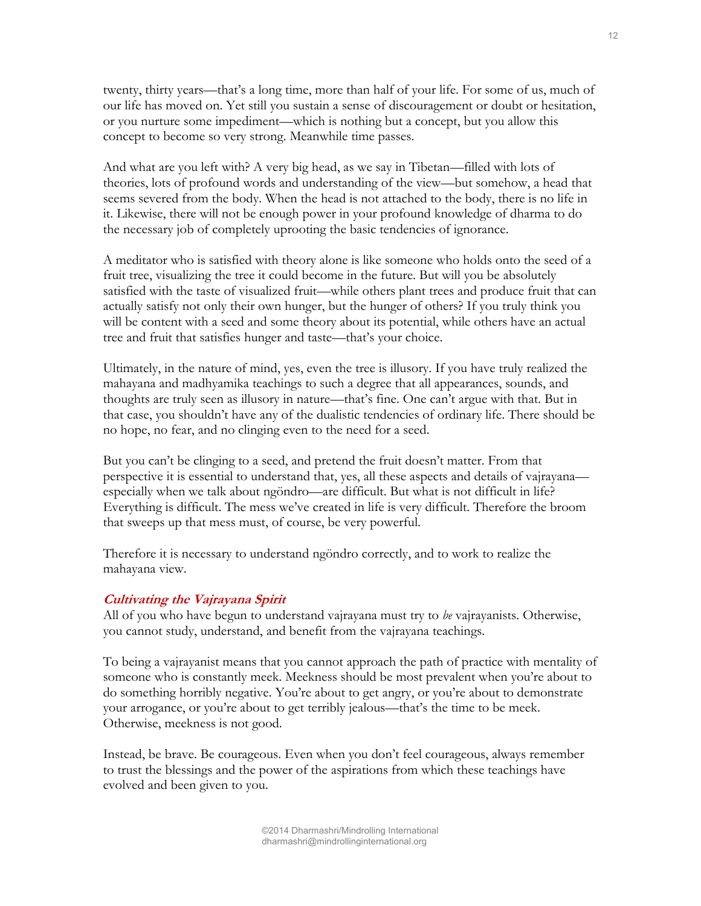twenty, thirty years—that's a long time, more than half of your life. For some of us, much of our life has moved on. Yet still you sustain a sense of discouragement or doubt or hesitation, or you nurture some impediment—which is nothing but a concept, but you allow this concept to become so very strong. Meanwhile time passes.

And what are you left with? A very big head, as we say in Tibetan—filled with lots of theories, lots of profound words and understanding of the view—but somehow, a head that seems severed from the body. When the head is not attached to the body, there is no life in it. Likewise, there will not be enough power in your profound knowledge of dharma to do the necessary job of completely uprooting the basic tendencies of ignorance.

A meditator who is satisfied with theory alone is like someone who holds onto the seed of a fruit tree, visualizing the tree it could become in the future. But will you be absolutely satisfied with the taste of visualized fruit—while others plant trees and produce fruit that can actually satisfy not only their own hunger, but the hunger of others? If you truly think you will be content with a seed and some theory about its potential, while others have an actual tree and fruit that satisfies hunger and taste—that's your choice.

Ultimately, in the nature of mind, yes, even the tree is illusory. If you have truly realized the mahayana and madhyamika teachings to such a degree that all appearances, sounds, and thoughts are truly seen as illusory in nature—that's fine. One can't argue with that. But in that case, you shouldn't have any of the dualistic tendencies of ordinary life. There should be no hope, no fear, and no clinging even to the need for a seed.

But you can't be clinging to a seed, and pretend the fruit doesn't matter. From that perspective it is essential to understand that, yes, all these aspects and details of vajrayana—especially when we talk about ngöndro—are difficult. But what is not difficult in life? Everything is difficult. The mess we've created in life is very difficult. Therefore the broom that sweeps up that mess must, of course, be very powerful.

Therefore it is necessary to understand ngöndro correctly, and to work to realize the mahayana view.

### *Cultivating the Vajrayana Spirit*

All of you who have begun to understand vajrayana must try to *be* vajrayanists. Otherwise, you cannot study, understand, and benefit from the vajrayana teachings.

To being a vajrayanist means that you cannot approach the path of practice with mentality of someone who is constantly meek. Meekness should be most prevalent when you're about to do something horribly negative. You're about to get angry, or you're about to demonstrate your arrogance, or you're about to get terribly jealous—that's the time to be meek. Otherwise, meekness is not good.

Instead, be brave. Be courageous. Even when you don't feel courageous, always remember to trust the blessings and the power of the aspirations from which these teachings have evolved and been given to you.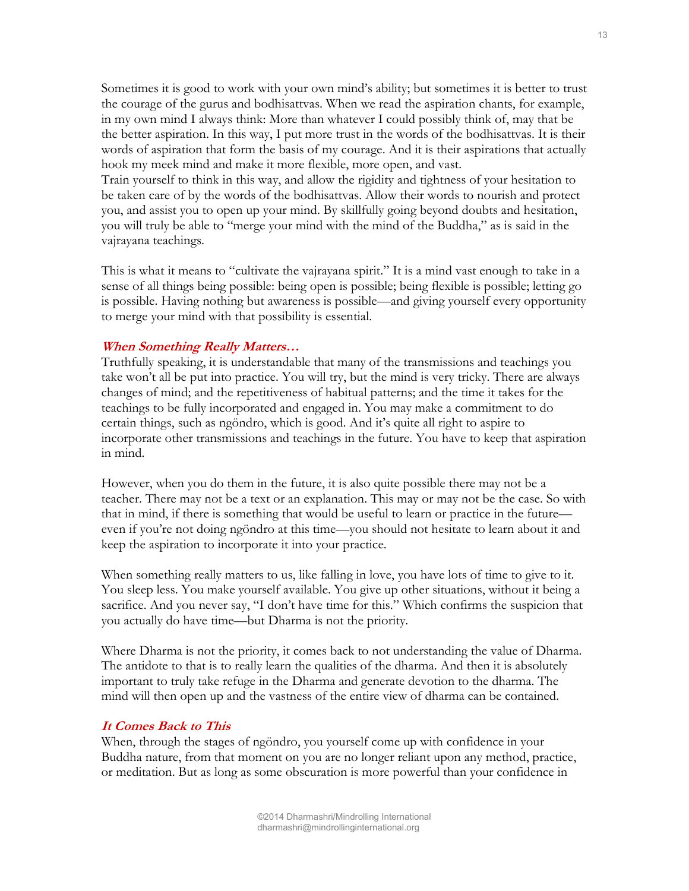Sometimes it is good to work with your own mind's ability; but sometimes it is better to trust the courage of the gurus and bodhisattvas. When we read the aspiration chants, for example, in my own mind I always think: More than whatever I could possibly think of, may that be the better aspiration. In this way, I put more trust in the words of the bodhisattvas. It is their words of aspiration that form the basis of my courage. And it is their aspirations that actually hook my meek mind and make it more flexible, more open, and vast.
Train yourself to think in this way, and allow the rigidity and tightness of your hesitation to be taken care of by the words of the bodhisattvas. Allow their words to nourish and protect you, and assist you to open up your mind. By skillfully going beyond doubts and hesitation, you will truly be able to "merge your mind with the mind of the Buddha," as is said in the vajrayana teachings.

This is what it means to "cultivate the vajrayana spirit." It is a mind vast enough to take in a sense of all things being possible: being open is possible; being flexible is possible; letting go is possible. Having nothing but awareness is possible—and giving yourself every opportunity to merge your mind with that possibility is essential.

### *When Something Really Matters…*

Truthfully speaking, it is understandable that many of the transmissions and teachings you take won't all be put into practice. You will try, but the mind is very tricky. There are always changes of mind; and the repetitiveness of habitual patterns; and the time it takes for the teachings to be fully incorporated and engaged in. You may make a commitment to do certain things, such as ngöndro, which is good. And it's quite all right to aspire to incorporate other transmissions and teachings in the future. You have to keep that aspiration in mind.

However, when you do them in the future, it is also quite possible there may not be a teacher. There may not be a text or an explanation. This may or may not be the case. So with that in mind, if there is something that would be useful to learn or practice in the future—even if you're not doing ngöndro at this time—you should not hesitate to learn about it and keep the aspiration to incorporate it into your practice.

When something really matters to us, like falling in love, you have lots of time to give to it. You sleep less. You make yourself available. You give up other situations, without it being a sacrifice. And you never say, "I don't have time for this." Which confirms the suspicion that you actually do have time—but Dharma is not the priority.

Where Dharma is not the priority, it comes back to not understanding the value of Dharma. The antidote to that is to really learn the qualities of the dharma. And then it is absolutely important to truly take refuge in the Dharma and generate devotion to the dharma. The mind will then open up and the vastness of the entire view of dharma can be contained.

### *It Comes Back to This*

When, through the stages of ngöndro, you yourself come up with confidence in your Buddha nature, from that moment on you are no longer reliant upon any method, practice, or meditation. But as long as some obscuration is more powerful than your confidence in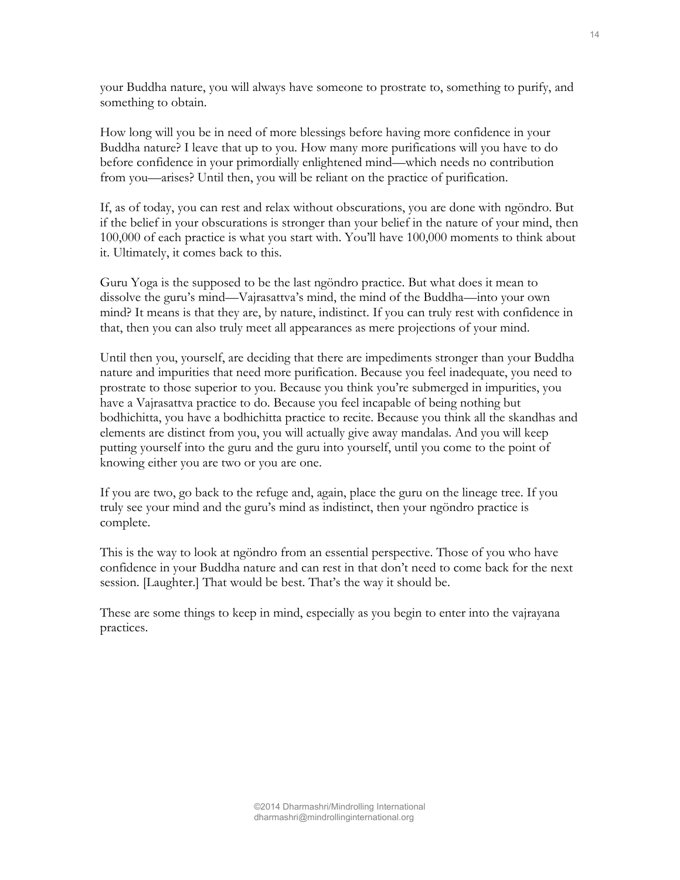your Buddha nature, you will always have someone to prostrate to, something to purify, and something to obtain.

How long will you be in need of more blessings before having more confidence in your Buddha nature? I leave that up to you. How many more purifications will you have to do before confidence in your primordially enlightened mind—which needs no contribution from you—arises? Until then, you will be reliant on the practice of purification.

If, as of today, you can rest and relax without obscurations, you are done with ngöndro. But if the belief in your obscurations is stronger than your belief in the nature of your mind, then 100,000 of each practice is what you start with. You'll have 100,000 moments to think about it. Ultimately, it comes back to this.

Guru Yoga is the supposed to be the last ngöndro practice. But what does it mean to dissolve the guru's mind—Vajrasattva's mind, the mind of the Buddha—into your own mind? It means is that they are, by nature, indistinct. If you can truly rest with confidence in that, then you can also truly meet all appearances as mere projections of your mind.

Until then you, yourself, are deciding that there are impediments stronger than your Buddha nature and impurities that need more purification. Because you feel inadequate, you need to prostrate to those superior to you. Because you think you're submerged in impurities, you have a Vajrasattva practice to do. Because you feel incapable of being nothing but bodhichitta, you have a bodhichitta practice to recite. Because you think all the skandhas and elements are distinct from you, you will actually give away mandalas. And you will keep putting yourself into the guru and the guru into yourself, until you come to the point of knowing either you are two or you are one.

If you are two, go back to the refuge and, again, place the guru on the lineage tree. If you truly see your mind and the guru's mind as indistinct, then your ngöndro practice is complete.

This is the way to look at ngöndro from an essential perspective. Those of you who have confidence in your Buddha nature and can rest in that don't need to come back for the next session. [Laughter.] That would be best. That's the way it should be.

These are some things to keep in mind, especially as you begin to enter into the vajrayana practices.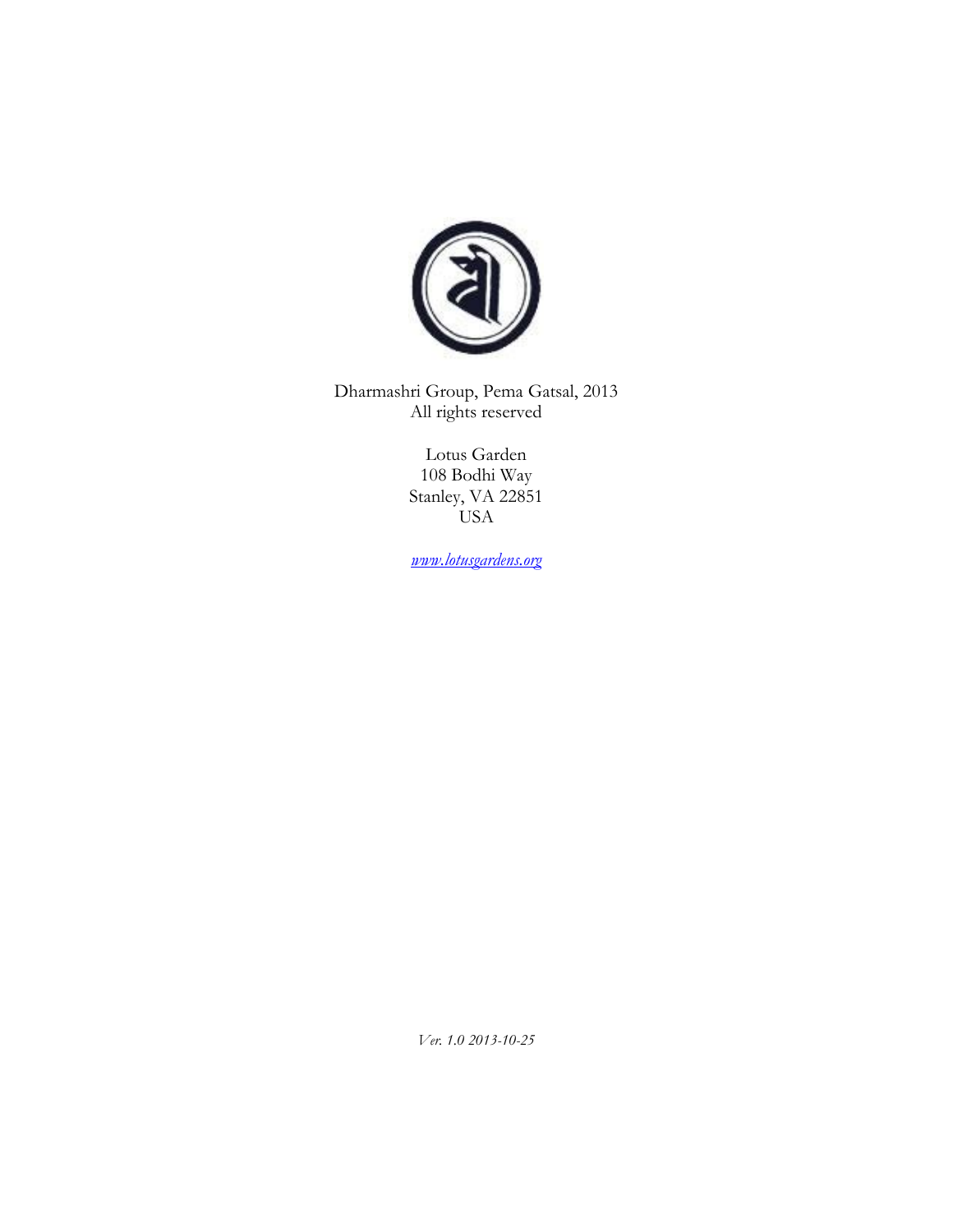Dharmashri Group, Pema Gatsal, 2013
All rights reserved

Lotus Garden
108 Bodhi Way
Stanley, VA 22851
USA

*www.lotusgardens.org*

*Ver. 1.0 2013-10-25*